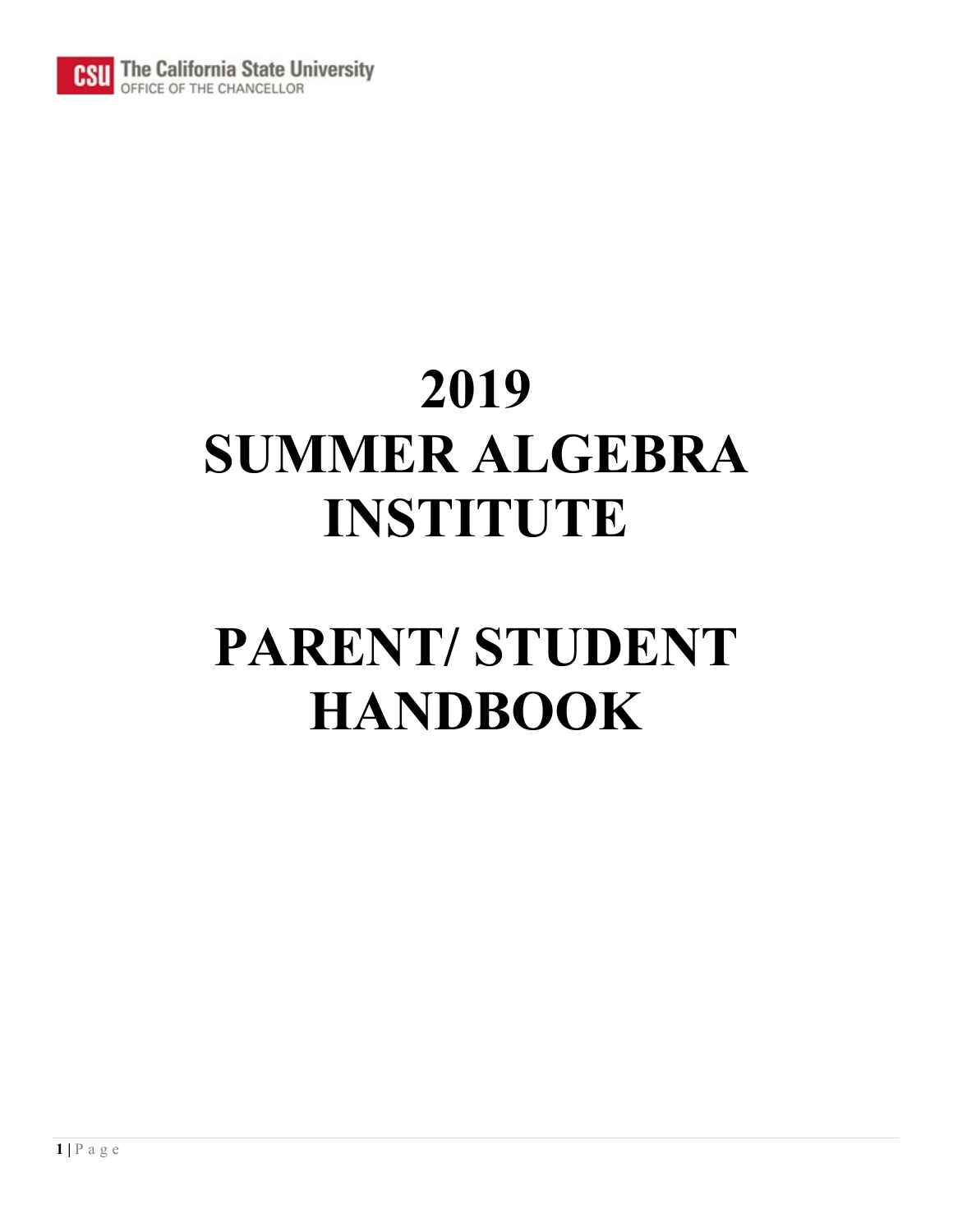The California State University
OFFICE OF THE CHANCELLOR

# 2019
# SUMMER ALGEBRA INSTITUTE

# PARENT/ STUDENT HANDBOOK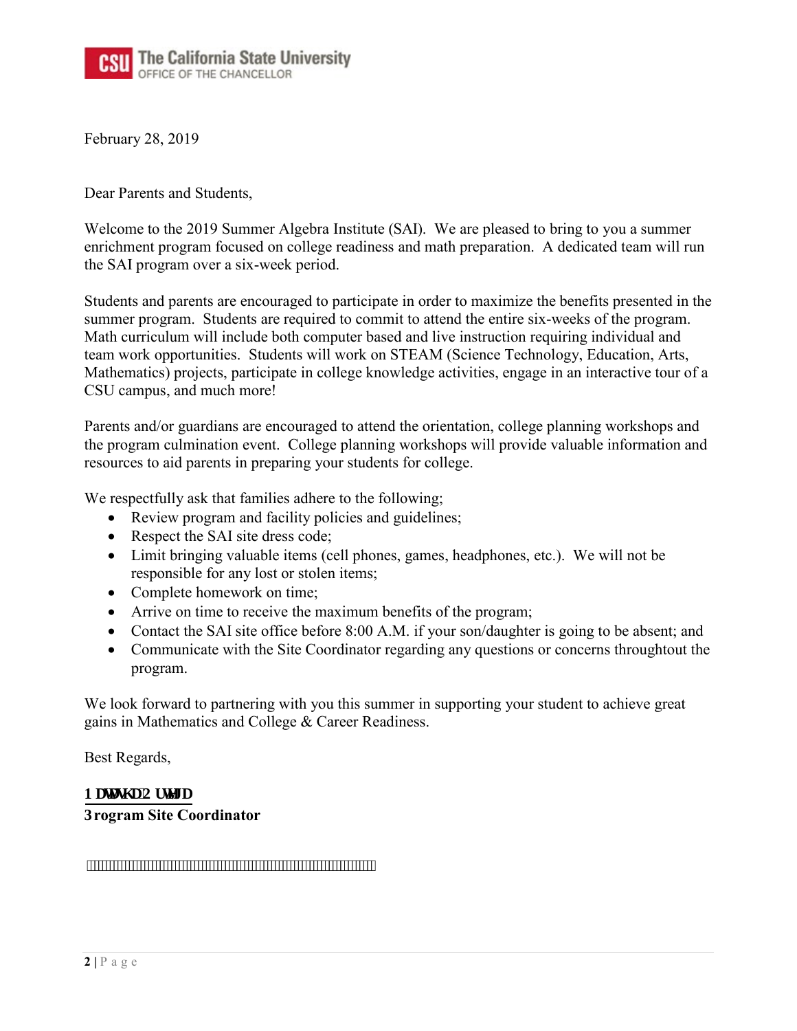February 28, 2019

Dear Parents and Students,

Welcome to the 2019 Summer Algebra Institute (SAI). We are pleased to bring to you a summer enrichment program focused on college readiness and math preparation. A dedicated team will run the SAI program over a six-week period.

Students and parents are encouraged to participate in order to maximize the benefits presented in the summer program. Students are required to commit to attend the entire six-weeks of the program. Math curriculum will include both computer based and live instruction requiring individual and team work opportunities. Students will work on STEAM (Science Technology, Education, Arts, Mathematics) projects, participate in college knowledge activities, engage in an interactive tour of a CSU campus, and much more!

Parents and/or guardians are encouraged to attend the orientation, college planning workshops and the program culmination event. College planning workshops will provide valuable information and resources to aid parents in preparing your students for college.

We respectfully ask that families adhere to the following;

- Review program and facility policies and guidelines;
- Respect the SAI site dress code;
- Limit bringing valuable items (cell phones, games, headphones, etc.). We will not be responsible for any lost or stolen items;
- Complete homework on time;
- Arrive on time to receive the maximum benefits of the program;
- Contact the SAI site office before 8:00 A.M. if your son/daughter is going to be absent; and
- Communicate with the Site Coordinator regarding any questions or concerns throughtout the program.

We look forward to partnering with you this summer in supporting your student to achieve great gains in Mathematics and College & Career Readiness.

Best Regards,

**1 DWDVKD2 UWLJD**
**3rogram Site Coordinator**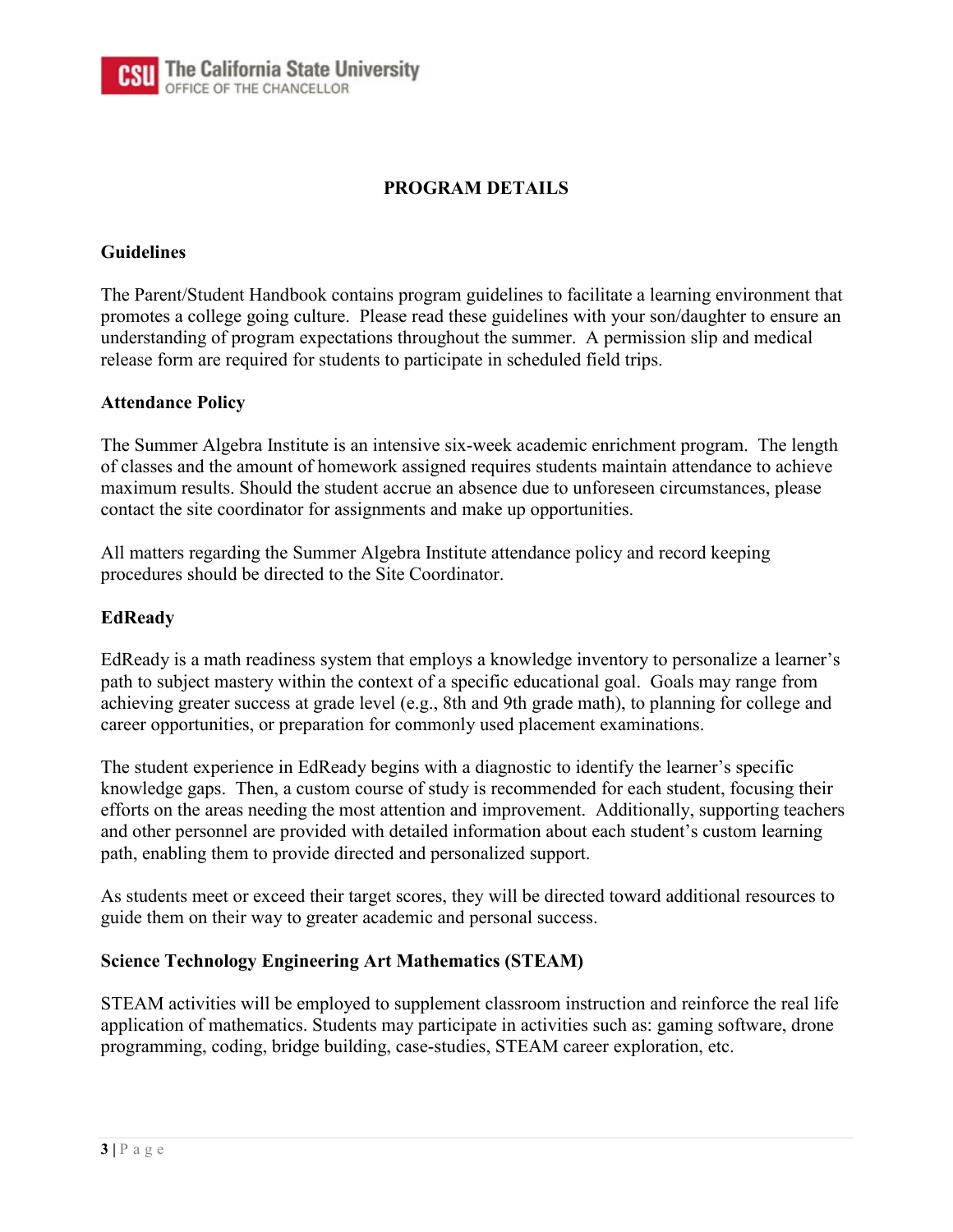## PROGRAM DETAILS

### Guidelines

The Parent/Student Handbook contains program guidelines to facilitate a learning environment that promotes a college going culture. Please read these guidelines with your son/daughter to ensure an understanding of program expectations throughout the summer. A permission slip and medical release form are required for students to participate in scheduled field trips.

### Attendance Policy

The Summer Algebra Institute is an intensive six-week academic enrichment program. The length of classes and the amount of homework assigned requires students maintain attendance to achieve maximum results. Should the student accrue an absence due to unforeseen circumstances, please contact the site coordinator for assignments and make up opportunities.

All matters regarding the Summer Algebra Institute attendance policy and record keeping procedures should be directed to the Site Coordinator.

### EdReady

EdReady is a math readiness system that employs a knowledge inventory to personalize a learner's path to subject mastery within the context of a specific educational goal. Goals may range from achieving greater success at grade level (e.g., 8th and 9th grade math), to planning for college and career opportunities, or preparation for commonly used placement examinations.

The student experience in EdReady begins with a diagnostic to identify the learner's specific knowledge gaps. Then, a custom course of study is recommended for each student, focusing their efforts on the areas needing the most attention and improvement. Additionally, supporting teachers and other personnel are provided with detailed information about each student's custom learning path, enabling them to provide directed and personalized support.

As students meet or exceed their target scores, they will be directed toward additional resources to guide them on their way to greater academic and personal success.

### Science Technology Engineering Art Mathematics (STEAM)

STEAM activities will be employed to supplement classroom instruction and reinforce the real life application of mathematics. Students may participate in activities such as: gaming software, drone programming, coding, bridge building, case-studies, STEAM career exploration, etc.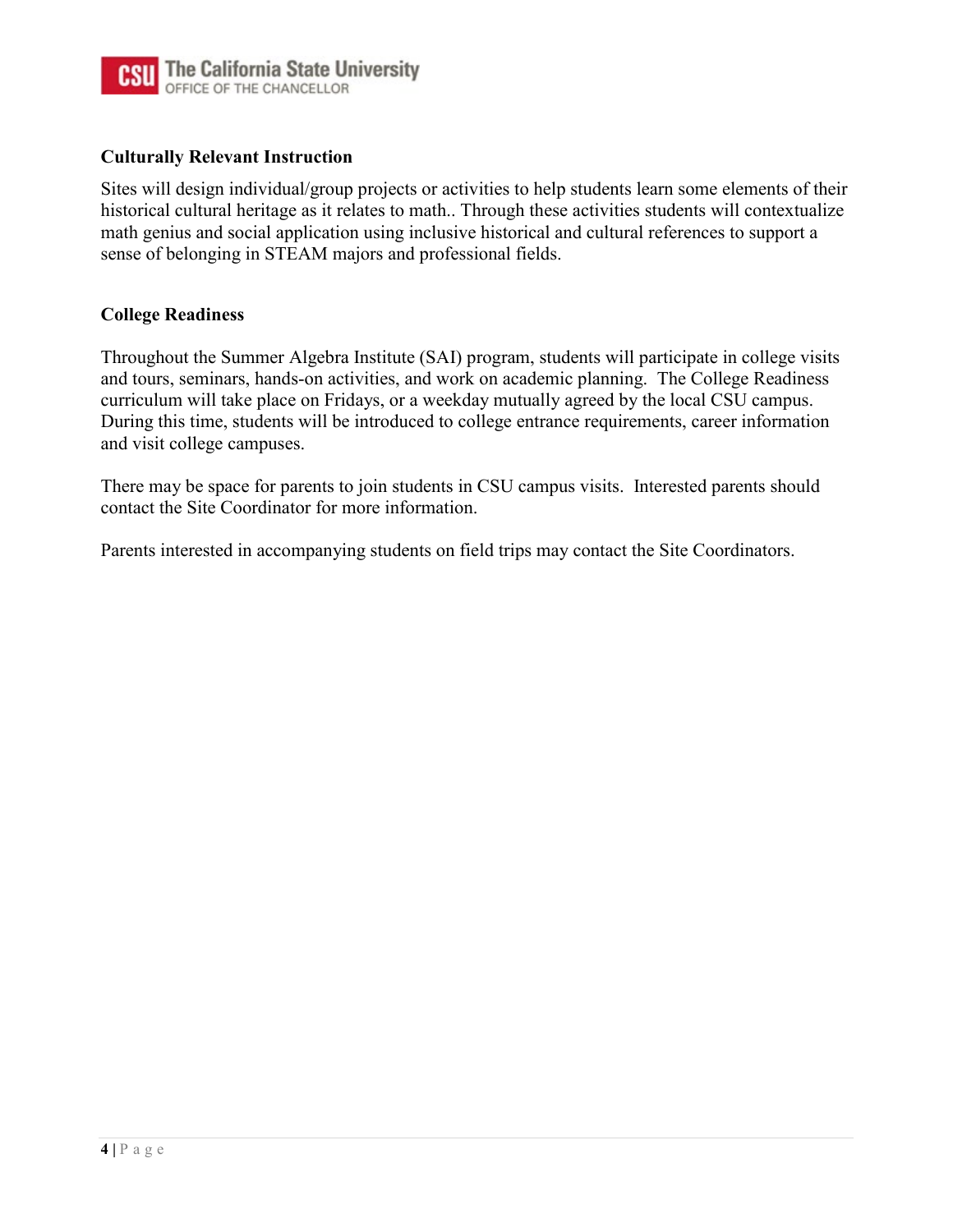**Culturally Relevant Instruction**

Sites will design individual/group projects or activities to help students learn some elements of their historical cultural heritage as it relates to math.. Through these activities students will contextualize math genius and social application using inclusive historical and cultural references to support a sense of belonging in STEAM majors and professional fields.

**College Readiness**

Throughout the Summer Algebra Institute (SAI) program, students will participate in college visits and tours, seminars, hands-on activities, and work on academic planning. The College Readiness curriculum will take place on Fridays, or a weekday mutually agreed by the local CSU campus. During this time, students will be introduced to college entrance requirements, career information and visit college campuses.

There may be space for parents to join students in CSU campus visits. Interested parents should contact the Site Coordinator for more information.

Parents interested in accompanying students on field trips may contact the Site Coordinators.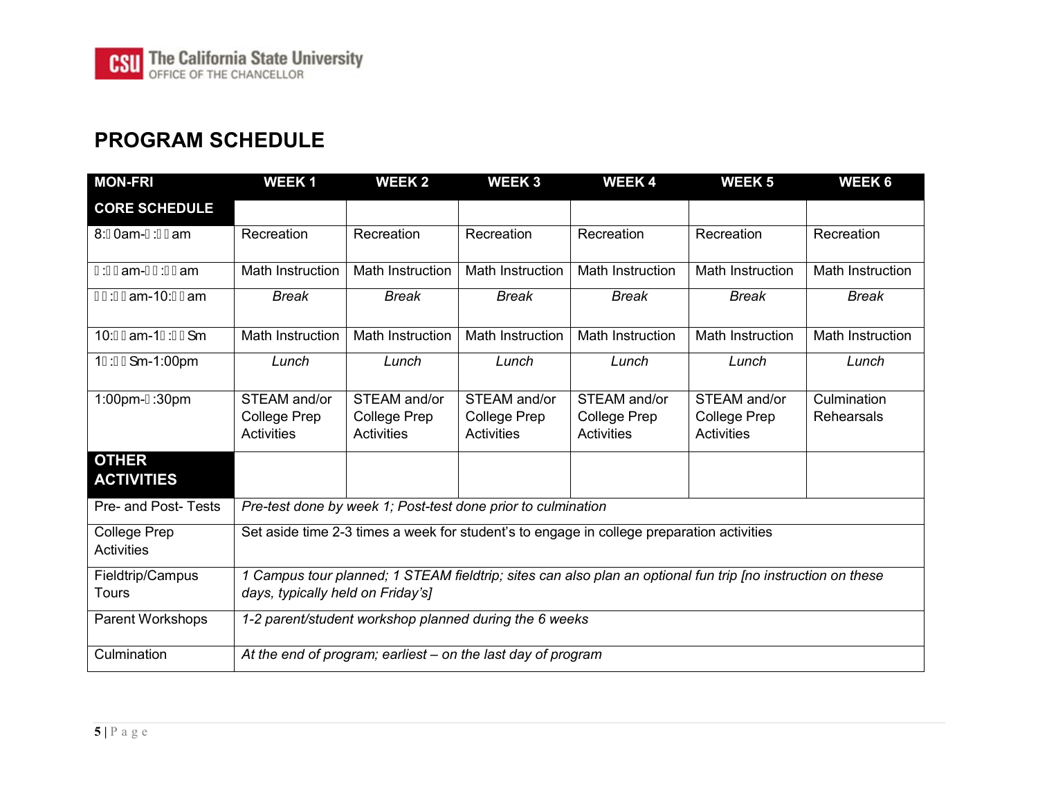## PROGRAM SCHEDULE

| MON-FRI | WEEK 1 | WEEK 2 | WEEK 3 | WEEK 4 | WEEK 5 | WEEK 6 |
|---|---|---|---|---|---|---|
| **CORE SCHEDULE** | | | | | | |
| 8:□0am-□:□□am | Recreation | Recreation | Recreation | Recreation | Recreation | Recreation |
| □:□□am-□□:□□am | Math Instruction | Math Instruction | Math Instruction | Math Instruction | Math Instruction | Math Instruction |
| □□:□□am-10:□□am | *Break* | *Break* | *Break* | *Break* | *Break* | *Break* |
| 10:□□am-1□:□□Sm | Math Instruction | Math Instruction | Math Instruction | Math Instruction | Math Instruction | Math Instruction |
| 1□:□□Sm-1:00pm | *Lunch* | *Lunch* | *Lunch* | *Lunch* | *Lunch* | *Lunch* |
| 1:00pm-□:30pm | STEAM and/or College Prep Activities | STEAM and/or College Prep Activities | STEAM and/or College Prep Activities | STEAM and/or College Prep Activities | STEAM and/or College Prep Activities | Culmination Rehearsals |
| **OTHER ACTIVITIES** | | | | | | |
| Pre- and Post- Tests | *Pre-test done by week 1; Post-test done prior to culmination* | | | | | |
| College Prep Activities | Set aside time 2-3 times a week for student's to engage in college preparation activities | | | | | |
| Fieldtrip/Campus Tours | *1 Campus tour planned; 1 STEAM fieldtrip; sites can also plan an optional fun trip [no instruction on these days, typically held on Friday's]* | | | | | |
| Parent Workshops | *1-2 parent/student workshop planned during the 6 weeks* | | | | | |
| Culmination | *At the end of program; earliest – on the last day of program* | | | | | |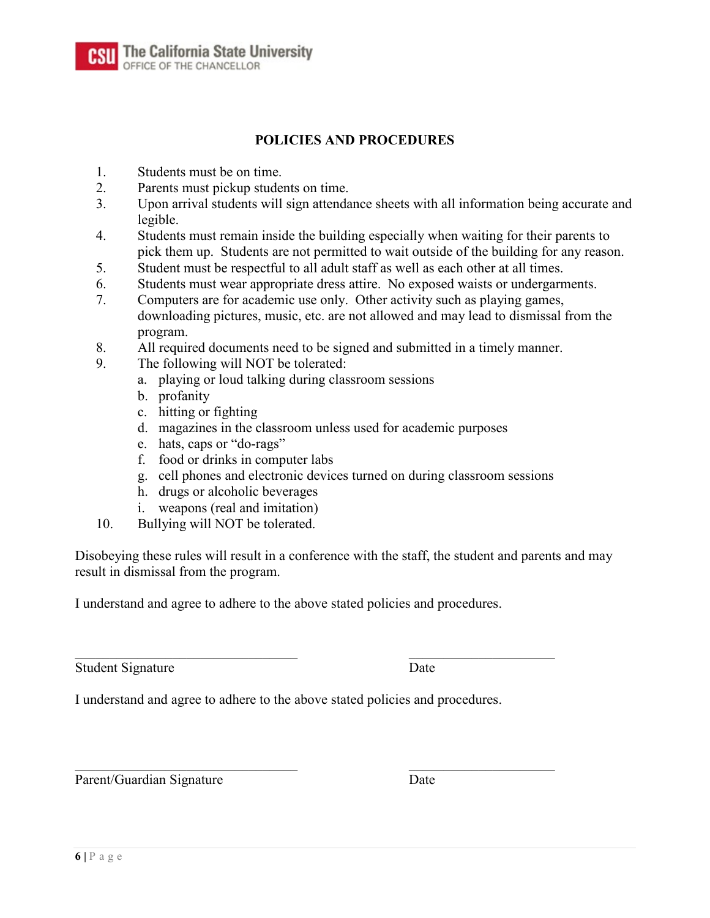## POLICIES AND PROCEDURES

1. Students must be on time.
2. Parents must pickup students on time.
3. Upon arrival students will sign attendance sheets with all information being accurate and legible.
4. Students must remain inside the building especially when waiting for their parents to pick them up. Students are not permitted to wait outside of the building for any reason.
5. Student must be respectful to all adult staff as well as each other at all times.
6. Students must wear appropriate dress attire. No exposed waists or undergarments.
7. Computers are for academic use only. Other activity such as playing games, downloading pictures, music, etc. are not allowed and may lead to dismissal from the program.
8. All required documents need to be signed and submitted in a timely manner.
9. The following will NOT be tolerated:
   a. playing or loud talking during classroom sessions
   b. profanity
   c. hitting or fighting
   d. magazines in the classroom unless used for academic purposes
   e. hats, caps or "do-rags"
   f. food or drinks in computer labs
   g. cell phones and electronic devices turned on during classroom sessions
   h. drugs or alcoholic beverages
   i. weapons (real and imitation)
10. Bullying will NOT be tolerated.

Disobeying these rules will result in a conference with the staff, the student and parents and may result in dismissal from the program.

I understand and agree to adhere to the above stated policies and procedures.

\_\_\_\_\_\_\_\_\_\_\_\_\_\_\_\_\_\_\_\_\_\_\_\_\_\_\_\_\_\_ \_\_\_\_\_\_\_\_\_\_\_\_\_\_\_\_\_\_\_\_
Student Signature Date

I understand and agree to adhere to the above stated policies and procedures.

\_\_\_\_\_\_\_\_\_\_\_\_\_\_\_\_\_\_\_\_\_\_\_\_\_\_\_\_\_\_ \_\_\_\_\_\_\_\_\_\_\_\_\_\_\_\_\_\_\_\_
Parent/Guardian Signature Date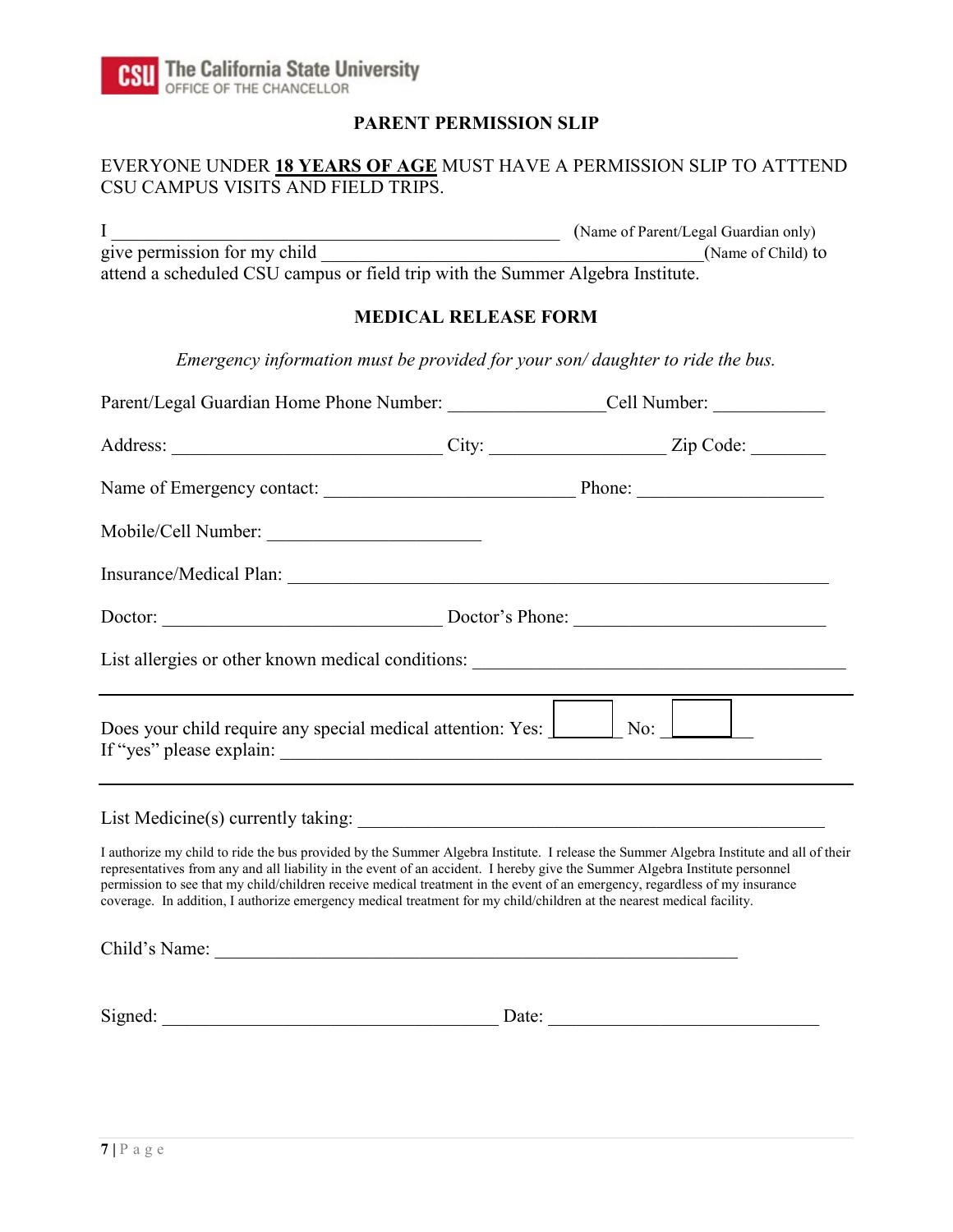The California State University
OFFICE OF THE CHANCELLOR

## PARENT PERMISSION SLIP

EVERYONE UNDER **18 YEARS OF AGE** MUST HAVE A PERMISSION SLIP TO ATTTEND CSU CAMPUS VISITS AND FIELD TRIPS.

I _______________________________________________ (Name of Parent/Legal Guardian only) give permission for my child ________________________________________(Name of Child) to attend a scheduled CSU campus or field trip with the Summer Algebra Institute.

## MEDICAL RELEASE FORM

*Emergency information must be provided for your son/ daughter to ride the bus.*

Parent/Legal Guardian Home Phone Number: ________________Cell Number: ____________

Address: ____________________________ City: __________________ Zip Code: ________

Name of Emergency contact: __________________________ Phone: ____________________

Mobile/Cell Number: ______________________

Insurance/Medical Plan: _______________________________________________________

Doctor: _____________________________ Doctor's Phone: ___________________________

List allergies or other known medical conditions: _______________________________________

---

Does your child require any special medical attention: Yes: ☐ No: ☐
If "yes" please explain: _______________________________________________________

---

List Medicine(s) currently taking: ___________________________________________

I authorize my child to ride the bus provided by the Summer Algebra Institute. I release the Summer Algebra Institute and all of their representatives from any and all liability in the event of an accident. I hereby give the Summer Algebra Institute personnel permission to see that my child/children receive medical treatment in the event of an emergency, regardless of my insurance coverage. In addition, I authorize emergency medical treatment for my child/children at the nearest medical facility.

Child's Name: _______________________________________________________

Signed: ___________________________________ Date: ____________________________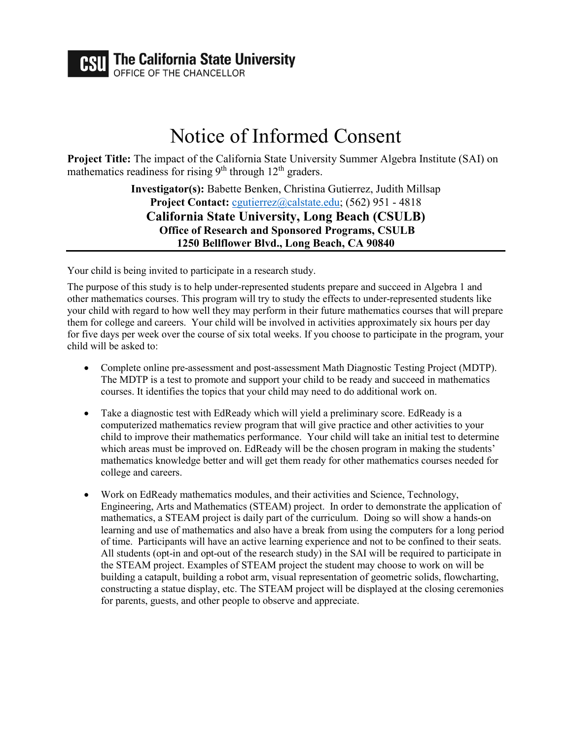**CSU The California State University**
OFFICE OF THE CHANCELLOR

# Notice of Informed Consent

**Project Title:** The impact of the California State University Summer Algebra Institute (SAI) on mathematics readiness for rising 9th through 12th graders.

**Investigator(s):** Babette Benken, Christina Gutierrez, Judith Millsap
**Project Contact:** cgutierrez@calstate.edu; (562) 951 - 4818
**California State University, Long Beach (CSULB)**
**Office of Research and Sponsored Programs, CSULB**
**1250 Bellflower Blvd., Long Beach, CA 90840**

---

Your child is being invited to participate in a research study.

The purpose of this study is to help under-represented students prepare and succeed in Algebra 1 and other mathematics courses. This program will try to study the effects to under-represented students like your child with regard to how well they may perform in their future mathematics courses that will prepare them for college and careers. Your child will be involved in activities approximately six hours per day for five days per week over the course of six total weeks. If you choose to participate in the program, your child will be asked to:

- Complete online pre-assessment and post-assessment Math Diagnostic Testing Project (MDTP). The MDTP is a test to promote and support your child to be ready and succeed in mathematics courses. It identifies the topics that your child may need to do additional work on.
- Take a diagnostic test with EdReady which will yield a preliminary score. EdReady is a computerized mathematics review program that will give practice and other activities to your child to improve their mathematics performance. Your child will take an initial test to determine which areas must be improved on. EdReady will be the chosen program in making the students' mathematics knowledge better and will get them ready for other mathematics courses needed for college and careers.
- Work on EdReady mathematics modules, and their activities and Science, Technology, Engineering, Arts and Mathematics (STEAM) project. In order to demonstrate the application of mathematics, a STEAM project is daily part of the curriculum. Doing so will show a hands-on learning and use of mathematics and also have a break from using the computers for a long period of time. Participants will have an active learning experience and not to be confined to their seats. All students (opt-in and opt-out of the research study) in the SAI will be required to participate in the STEAM project. Examples of STEAM project the student may choose to work on will be building a catapult, building a robot arm, visual representation of geometric solids, flowcharting, constructing a statue display, etc. The STEAM project will be displayed at the closing ceremonies for parents, guests, and other people to observe and appreciate.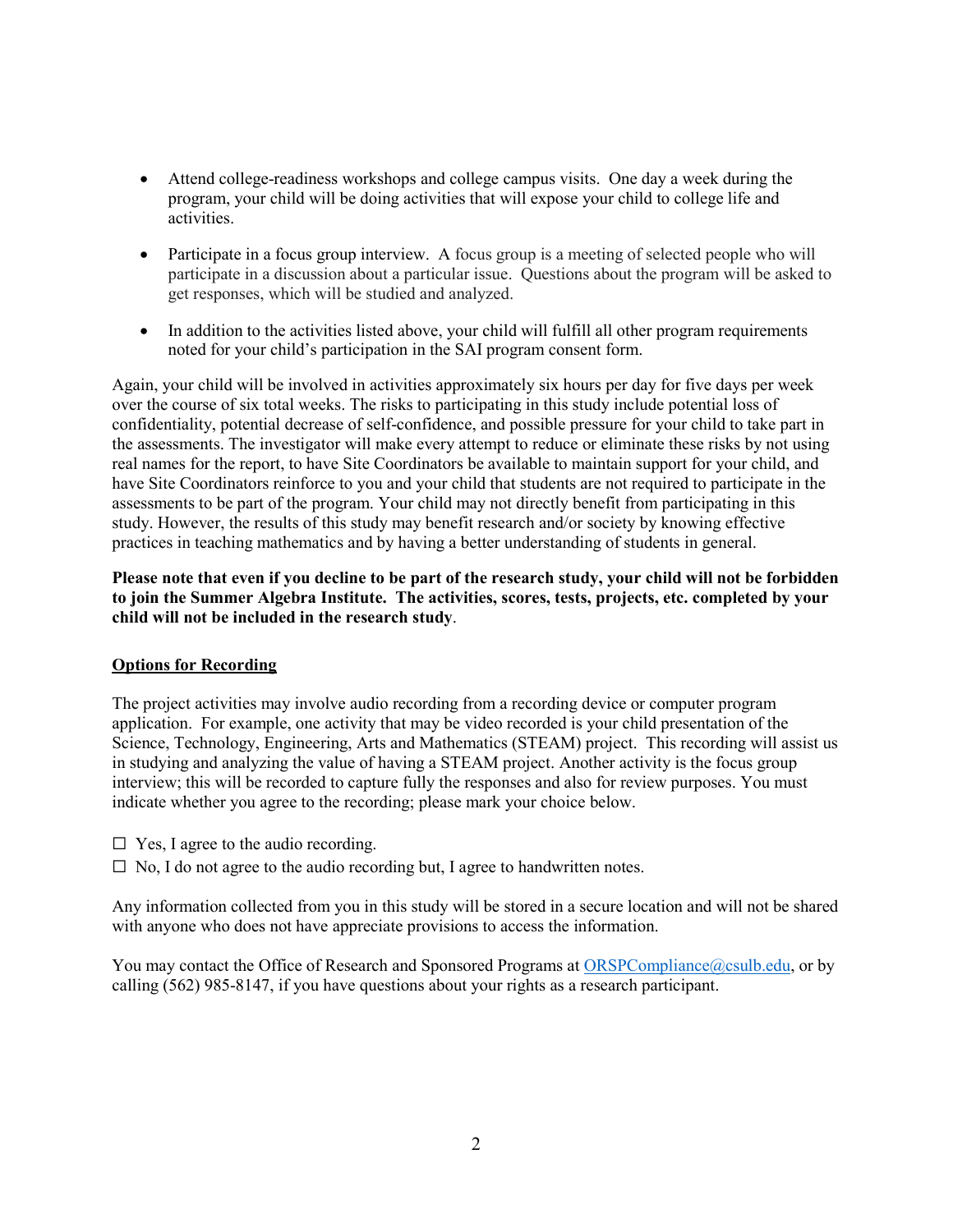- Attend college-readiness workshops and college campus visits. One day a week during the program, your child will be doing activities that will expose your child to college life and activities.

- Participate in a focus group interview. A focus group is a meeting of selected people who will participate in a discussion about a particular issue. Questions about the program will be asked to get responses, which will be studied and analyzed.

- In addition to the activities listed above, your child will fulfill all other program requirements noted for your child's participation in the SAI program consent form.

Again, your child will be involved in activities approximately six hours per day for five days per week over the course of six total weeks. The risks to participating in this study include potential loss of confidentiality, potential decrease of self-confidence, and possible pressure for your child to take part in the assessments. The investigator will make every attempt to reduce or eliminate these risks by not using real names for the report, to have Site Coordinators be available to maintain support for your child, and have Site Coordinators reinforce to you and your child that students are not required to participate in the assessments to be part of the program. Your child may not directly benefit from participating in this study. However, the results of this study may benefit research and/or society by knowing effective practices in teaching mathematics and by having a better understanding of students in general.

**Please note that even if you decline to be part of the research study, your child will not be forbidden to join the Summer Algebra Institute. The activities, scores, tests, projects, etc. completed by your child will not be included in the research study**.

**<u>Options for Recording</u>**

The project activities may involve audio recording from a recording device or computer program application. For example, one activity that may be video recorded is your child presentation of the Science, Technology, Engineering, Arts and Mathematics (STEAM) project. This recording will assist us in studying and analyzing the value of having a STEAM project. Another activity is the focus group interview; this will be recorded to capture fully the responses and also for review purposes. You must indicate whether you agree to the recording; please mark your choice below.

☐ Yes, I agree to the audio recording.

☐ No, I do not agree to the audio recording but, I agree to handwritten notes.

Any information collected from you in this study will be stored in a secure location and will not be shared with anyone who does not have appreciate provisions to access the information.

You may contact the Office of Research and Sponsored Programs at ORSPCompliance@csulb.edu, or by calling (562) 985-8147, if you have questions about your rights as a research participant.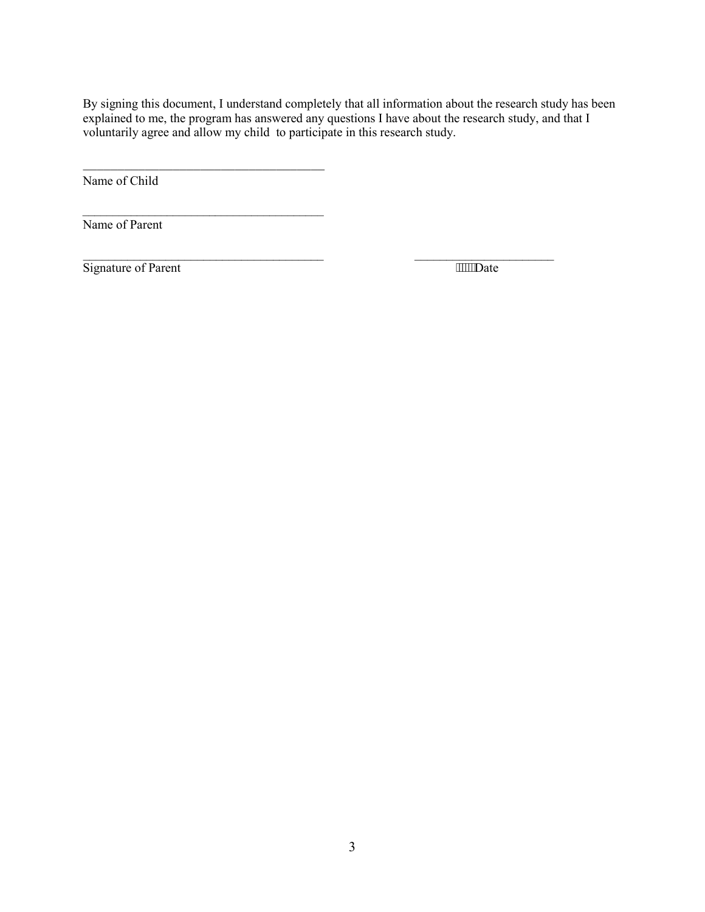By signing this document, I understand completely that all information about the research study has been explained to me, the program has answered any questions I have about the research study, and that I voluntarily agree and allow my child  to participate in this research study.

_______________________________________
Name of Child

_______________________________________
Name of Parent

_______________________________________                    _______________________
Signature of Parent                                                                   Date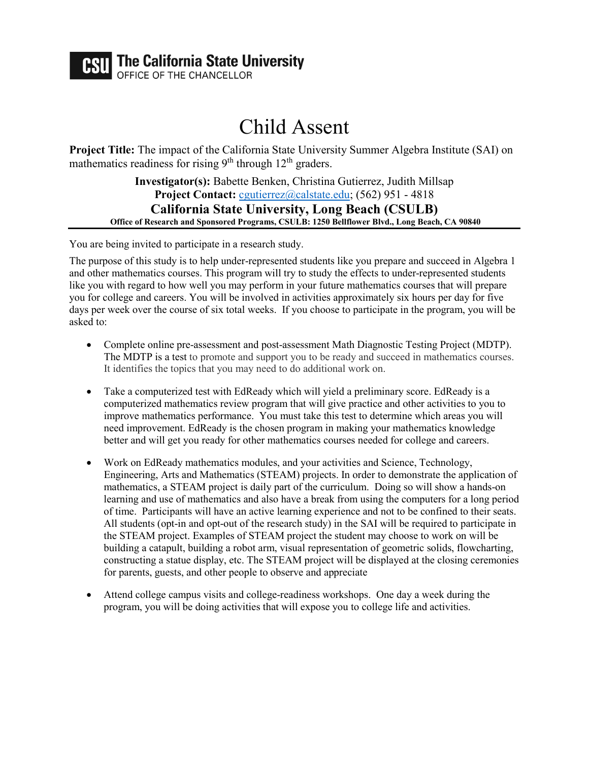**The California State University**
OFFICE OF THE CHANCELLOR

# Child Assent

**Project Title:** The impact of the California State University Summer Algebra Institute (SAI) on mathematics readiness for rising 9th through 12th graders.

**Investigator(s):** Babette Benken, Christina Gutierrez, Judith Millsap
**Project Contact:** cgutierrez@calstate.edu; (562) 951 - 4818

**California State University, Long Beach (CSULB)**
**Office of Research and Sponsored Programs, CSULB: 1250 Bellflower Blvd., Long Beach, CA 90840**

---

You are being invited to participate in a research study.

The purpose of this study is to help under-represented students like you prepare and succeed in Algebra 1 and other mathematics courses. This program will try to study the effects to under-represented students like you with regard to how well you may perform in your future mathematics courses that will prepare you for college and careers. You will be involved in activities approximately six hours per day for five days per week over the course of six total weeks. If you choose to participate in the program, you will be asked to:

- Complete online pre-assessment and post-assessment Math Diagnostic Testing Project (MDTP). The MDTP is a test to promote and support you to be ready and succeed in mathematics courses. It identifies the topics that you may need to do additional work on.

- Take a computerized test with EdReady which will yield a preliminary score. EdReady is a computerized mathematics review program that will give practice and other activities to you to improve mathematics performance. You must take this test to determine which areas you will need improvement. EdReady is the chosen program in making your mathematics knowledge better and will get you ready for other mathematics courses needed for college and careers.

- Work on EdReady mathematics modules, and your activities and Science, Technology, Engineering, Arts and Mathematics (STEAM) projects. In order to demonstrate the application of mathematics, a STEAM project is daily part of the curriculum. Doing so will show a hands-on learning and use of mathematics and also have a break from using the computers for a long period of time. Participants will have an active learning experience and not to be confined to their seats. All students (opt-in and opt-out of the research study) in the SAI will be required to participate in the STEAM project. Examples of STEAM project the student may choose to work on will be building a catapult, building a robot arm, visual representation of geometric solids, flowcharting, constructing a statue display, etc. The STEAM project will be displayed at the closing ceremonies for parents, guests, and other people to observe and appreciate

- Attend college campus visits and college-readiness workshops. One day a week during the program, you will be doing activities that will expose you to college life and activities.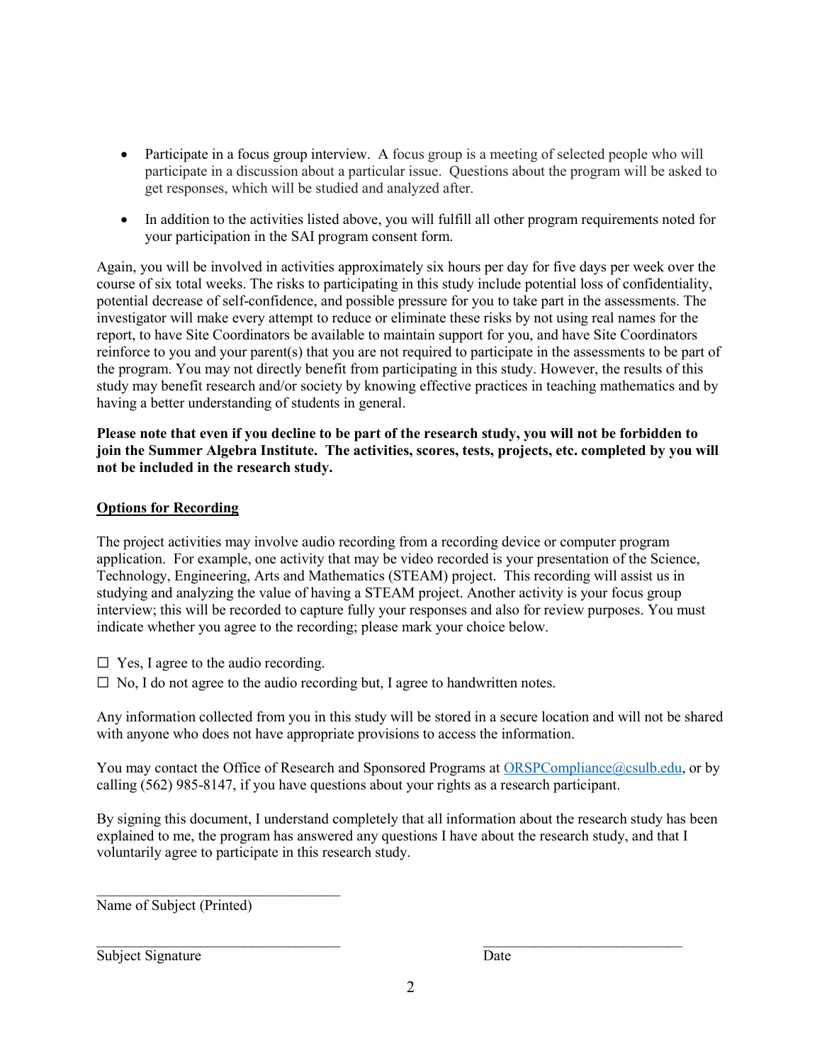- Participate in a focus group interview. A focus group is a meeting of selected people who will participate in a discussion about a particular issue. Questions about the program will be asked to get responses, which will be studied and analyzed after.
- In addition to the activities listed above, you will fulfill all other program requirements noted for your participation in the SAI program consent form.

Again, you will be involved in activities approximately six hours per day for five days per week over the course of six total weeks. The risks to participating in this study include potential loss of confidentiality, potential decrease of self-confidence, and possible pressure for you to take part in the assessments. The investigator will make every attempt to reduce or eliminate these risks by not using real names for the report, to have Site Coordinators be available to maintain support for you, and have Site Coordinators reinforce to you and your parent(s) that you are not required to participate in the assessments to be part of the program. You may not directly benefit from participating in this study. However, the results of this study may benefit research and/or society by knowing effective practices in teaching mathematics and by having a better understanding of students in general.

**Please note that even if you decline to be part of the research study, you will not be forbidden to join the Summer Algebra Institute. The activities, scores, tests, projects, etc. completed by you will not be included in the research study.**

**Options for Recording**

The project activities may involve audio recording from a recording device or computer program application. For example, one activity that may be video recorded is your presentation of the Science, Technology, Engineering, Arts and Mathematics (STEAM) project. This recording will assist us in studying and analyzing the value of having a STEAM project. Another activity is your focus group interview; this will be recorded to capture fully your responses and also for review purposes. You must indicate whether you agree to the recording; please mark your choice below.

☐ Yes, I agree to the audio recording.
☐ No, I do not agree to the audio recording but, I agree to handwritten notes.

Any information collected from you in this study will be stored in a secure location and will not be shared with anyone who does not have appropriate provisions to access the information.

You may contact the Office of Research and Sponsored Programs at ORSPCompliance@csulb.edu, or by calling (562) 985-8147, if you have questions about your rights as a research participant.

By signing this document, I understand completely that all information about the research study has been explained to me, the program has answered any questions I have about the research study, and that I voluntarily agree to participate in this research study.

\_\_\_\_\_\_\_\_\_\_\_\_\_\_\_\_\_\_\_\_\_\_\_\_\_\_\_\_\_\_\_\_
Name of Subject (Printed)

\_\_\_\_\_\_\_\_\_\_\_\_\_\_\_\_\_\_\_\_\_\_\_\_\_\_\_\_\_\_\_\_ \_\_\_\_\_\_\_\_\_\_\_\_\_\_\_\_\_\_\_\_\_\_\_\_\_\_
Subject Signature Date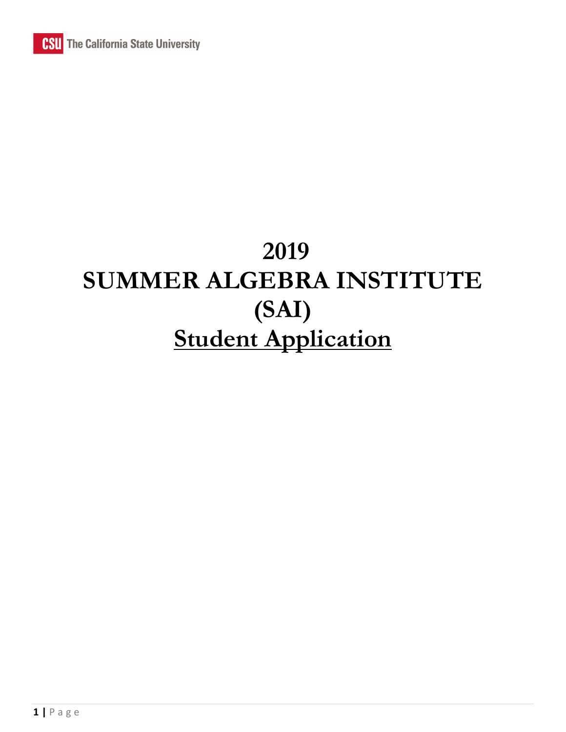# 2019
# SUMMER ALGEBRA INSTITUTE
# (SAI)
# <u>Student Application</u>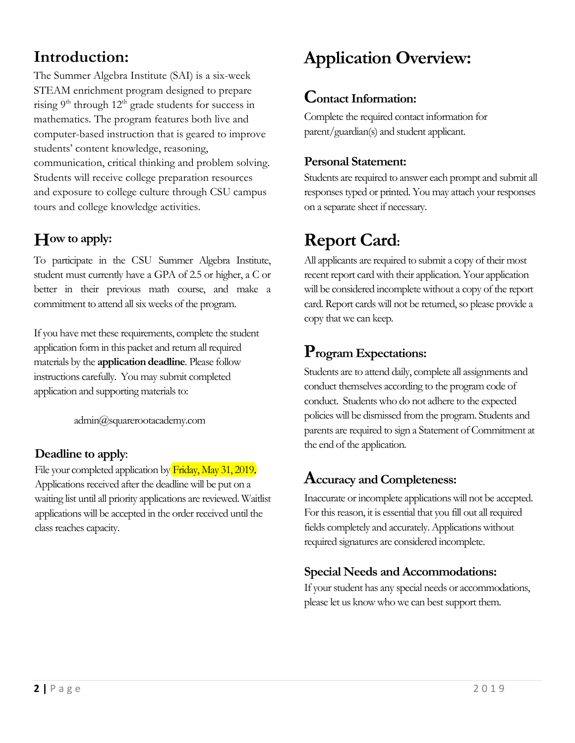## Introduction:

The Summer Algebra Institute (SAI) is a six-week STEAM enrichment program designed to prepare rising 9th through 12th grade students for success in mathematics. The program features both live and computer-based instruction that is geared to improve students' content knowledge, reasoning, communication, critical thinking and problem solving. Students will receive college preparation resources and exposure to college culture through CSU campus tours and college knowledge activities.

## How to apply:

To participate in the CSU Summer Algebra Institute, student must currently have a GPA of 2.5 or higher, a C or better in their previous math course, and make a commitment to attend all six weeks of the program.

If you have met these requirements, complete the student application form in this packet and return all required materials by the **application deadline**. Please follow instructions carefully. You may submit completed application and supporting materials to:

admin@squarerootacademy.com

### Deadline to apply:

File your completed application by Friday, May 31, 2019. Applications received after the deadline will be put on a waiting list until all priority applications are reviewed. Waitlist applications will be accepted in the order received until the class reaches capacity.

# Application Overview:

## Contact Information:

Complete the required contact information for parent/guardian(s) and student applicant.

### Personal Statement:

Students are required to answer each prompt and submit all responses typed or printed. You may attach your responses on a separate sheet if necessary.

# Report Card:

All applicants are required to submit a copy of their most recent report card with their application. Your application will be considered incomplete without a copy of the report card. Report cards will not be returned, so please provide a copy that we can keep.

## Program Expectations:

Students are to attend daily, complete all assignments and conduct themselves according to the program code of conduct. Students who do not adhere to the expected policies will be dismissed from the program. Students and parents are required to sign a Statement of Commitment at the end of the application.

## Accuracy and Completeness:

Inaccurate or incomplete applications will not be accepted. For this reason, it is essential that you fill out all required fields completely and accurately. Applications without required signatures are considered incomplete.

### Special Needs and Accommodations:

If your student has any special needs or accommodations, please let us know who we can best support them.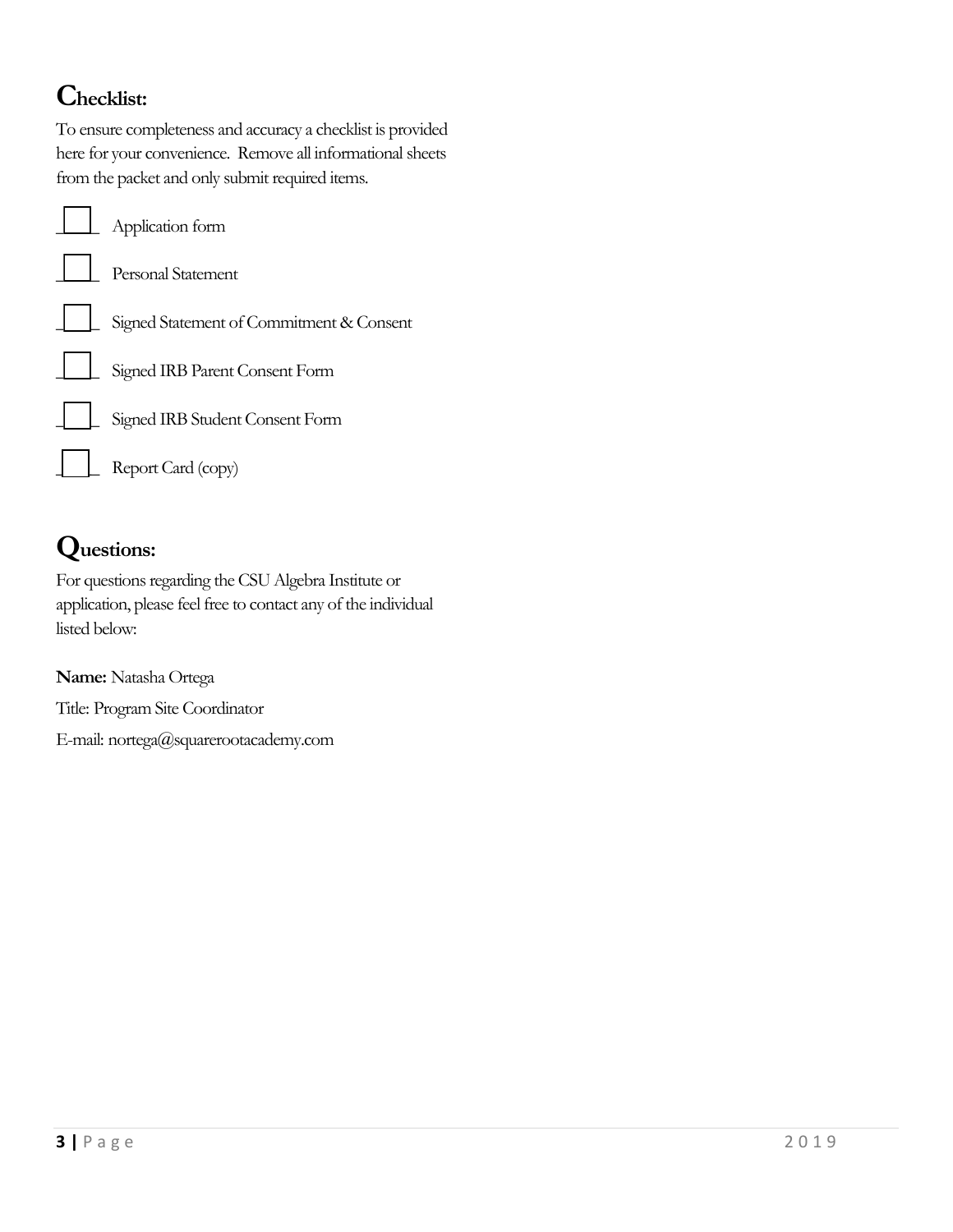## Checklist:

To ensure completeness and accuracy a checklist is provided here for your convenience. Remove all informational sheets from the packet and only submit required items.

- [ ] Application form
- [ ] Personal Statement
- [ ] Signed Statement of Commitment & Consent
- [ ] Signed IRB Parent Consent Form
- [ ] Signed IRB Student Consent Form
- [ ] Report Card (copy)

## Questions:

For questions regarding the CSU Algebra Institute or application, please feel free to contact any of the individual listed below:

**Name:** Natasha Ortega

Title: Program Site Coordinator

E-mail: nortega@squarerootacademy.com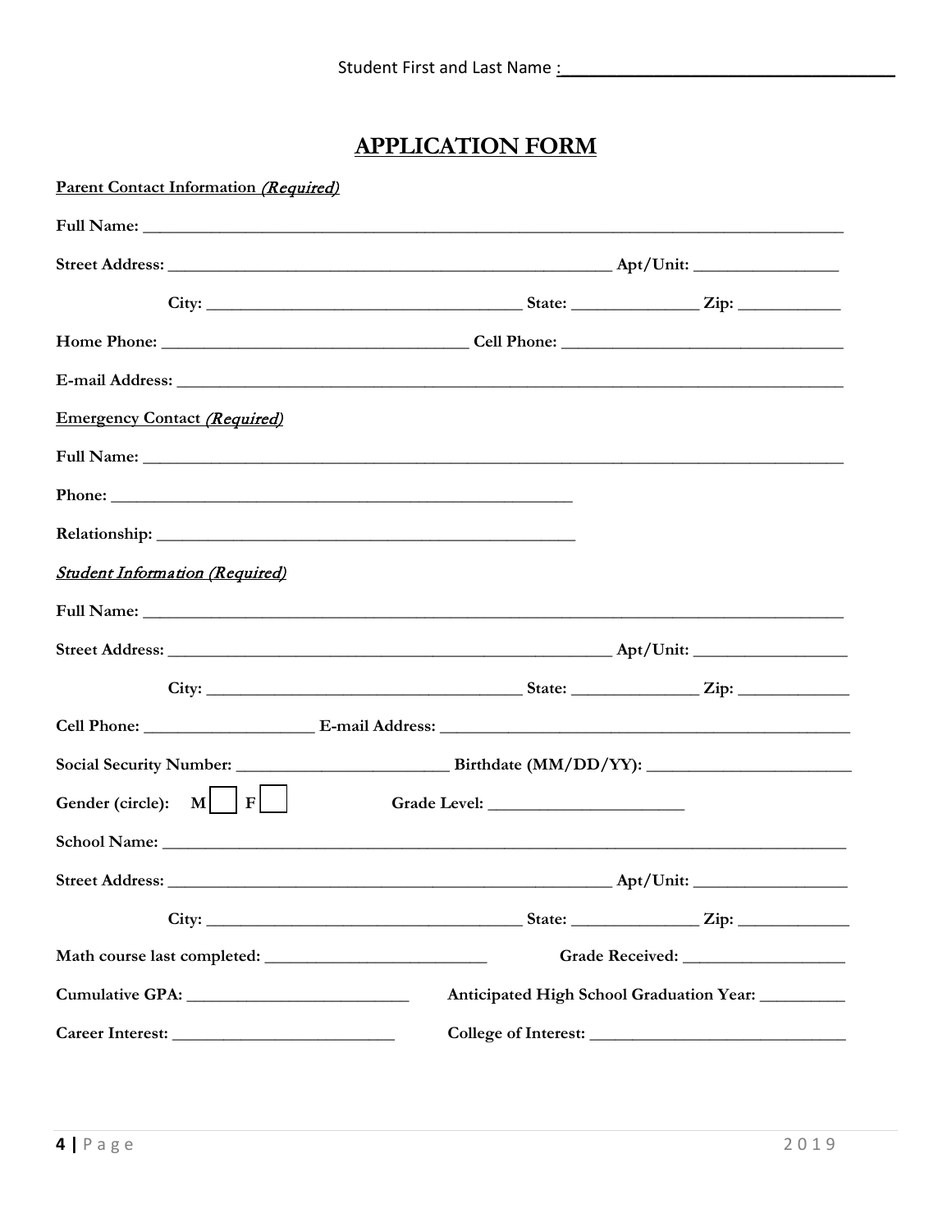Student First and Last Name : ___________________________________

# APPLICATION FORM

**Parent Contact Information** ***(Required)***

**Full Name:** ___________________________________________________________________________

**Street Address:** _______________________________________________ **Apt/Unit:** _______________

**City:** ___________________________________ **State:** _____________ **Zip:** ___________

**Home Phone:** __________________________________ **Cell Phone:** ______________________________

**E-mail Address:** _______________________________________________________________________

**Emergency Contact** ***(Required)***

**Full Name:** ___________________________________________________________________________

**Phone:** ___________________________________________________

**Relationship:** ______________________________________________

***Student Information (Required)***

**Full Name:** ___________________________________________________________________________

**Street Address:** _______________________________________________ **Apt/Unit:** _________________

**City:** ___________________________________ **State:** _____________ **Zip:** ____________

**Cell Phone:** ___________________ **E-mail Address:** ____________________________________________

**Social Security Number:** _______________________ **Birthdate (MM/DD/YY):** _______________________

**Gender (circle): M** ☐ **F** ☐ **Grade Level:** _____________________

**School Name:** ___________________________________________________________________________

**Street Address:** _______________________________________________ **Apt/Unit:** _________________

**City:** ___________________________________ **State:** _____________ **Zip:** ____________

**Math course last completed:** ________________________ **Grade Received:** __________________

**Cumulative GPA:** ________________________ **Anticipated High School Graduation Year:** _________

**Career Interest:** ________________________ **College of Interest:** ____________________________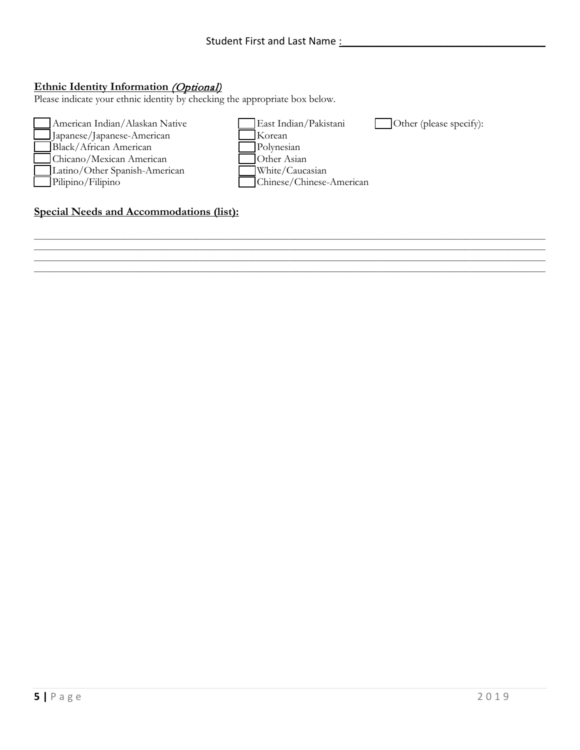Student First and Last Name :\_\_\_\_\_\_\_\_\_\_\_\_\_\_\_\_\_\_\_\_\_\_\_\_\_\_\_\_\_\_\_\_\_\_\_\_

**Ethnic Identity Information** *(Optional)*

Please indicate your ethnic identity by checking the appropriate box below.

- ☐ American Indian/Alaskan Native
- ☐ Japanese/Japanese-American
- ☐ Black/African American
- ☐ Chicano/Mexican American
- ☐ Latino/Other Spanish-American
- ☐ Pilipino/Filipino
- ☐ East Indian/Pakistani
- ☐ Korean
- ☐ Polynesian
- ☐ Other Asian
- ☐ White/Caucasian
- ☐ Chinese/Chinese-American
- ☐ Other (please specify):

**Special Needs and Accommodations (list):**

\_\_\_\_\_\_\_\_\_\_\_\_\_\_\_\_\_\_\_\_\_\_\_\_\_\_\_\_\_\_\_\_\_\_\_\_\_\_\_\_\_\_\_\_\_\_\_\_\_\_\_\_\_\_\_\_\_\_\_\_\_\_\_\_\_\_\_\_\_\_\_\_\_\_\_\_\_\_

\_\_\_\_\_\_\_\_\_\_\_\_\_\_\_\_\_\_\_\_\_\_\_\_\_\_\_\_\_\_\_\_\_\_\_\_\_\_\_\_\_\_\_\_\_\_\_\_\_\_\_\_\_\_\_\_\_\_\_\_\_\_\_\_\_\_\_\_\_\_\_\_\_\_\_\_\_\_

\_\_\_\_\_\_\_\_\_\_\_\_\_\_\_\_\_\_\_\_\_\_\_\_\_\_\_\_\_\_\_\_\_\_\_\_\_\_\_\_\_\_\_\_\_\_\_\_\_\_\_\_\_\_\_\_\_\_\_\_\_\_\_\_\_\_\_\_\_\_\_\_\_\_\_\_\_\_

\_\_\_\_\_\_\_\_\_\_\_\_\_\_\_\_\_\_\_\_\_\_\_\_\_\_\_\_\_\_\_\_\_\_\_\_\_\_\_\_\_\_\_\_\_\_\_\_\_\_\_\_\_\_\_\_\_\_\_\_\_\_\_\_\_\_\_\_\_\_\_\_\_\_\_\_\_\_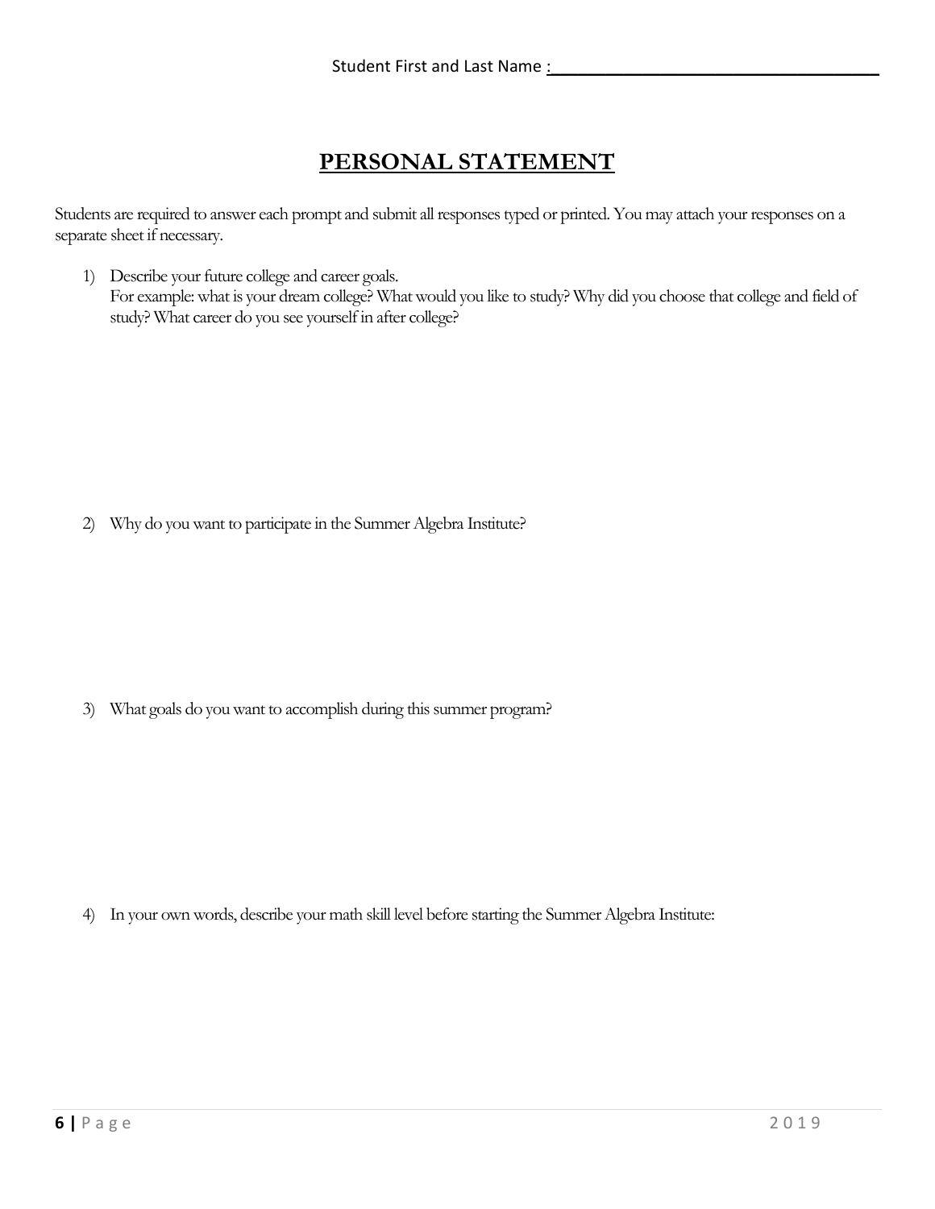Student First and Last Name :___________________________________

# PERSONAL STATEMENT

Students are required to answer each prompt and submit all responses typed or printed. You may attach your responses on a separate sheet if necessary.

1) Describe your future college and career goals.
   For example: what is your dream college? What would you like to study? Why did you choose that college and field of study? What career do you see yourself in after college?

2) Why do you want to participate in the Summer Algebra Institute?

3) What goals do you want to accomplish during this summer program?

4) In your own words, describe your math skill level before starting the Summer Algebra Institute: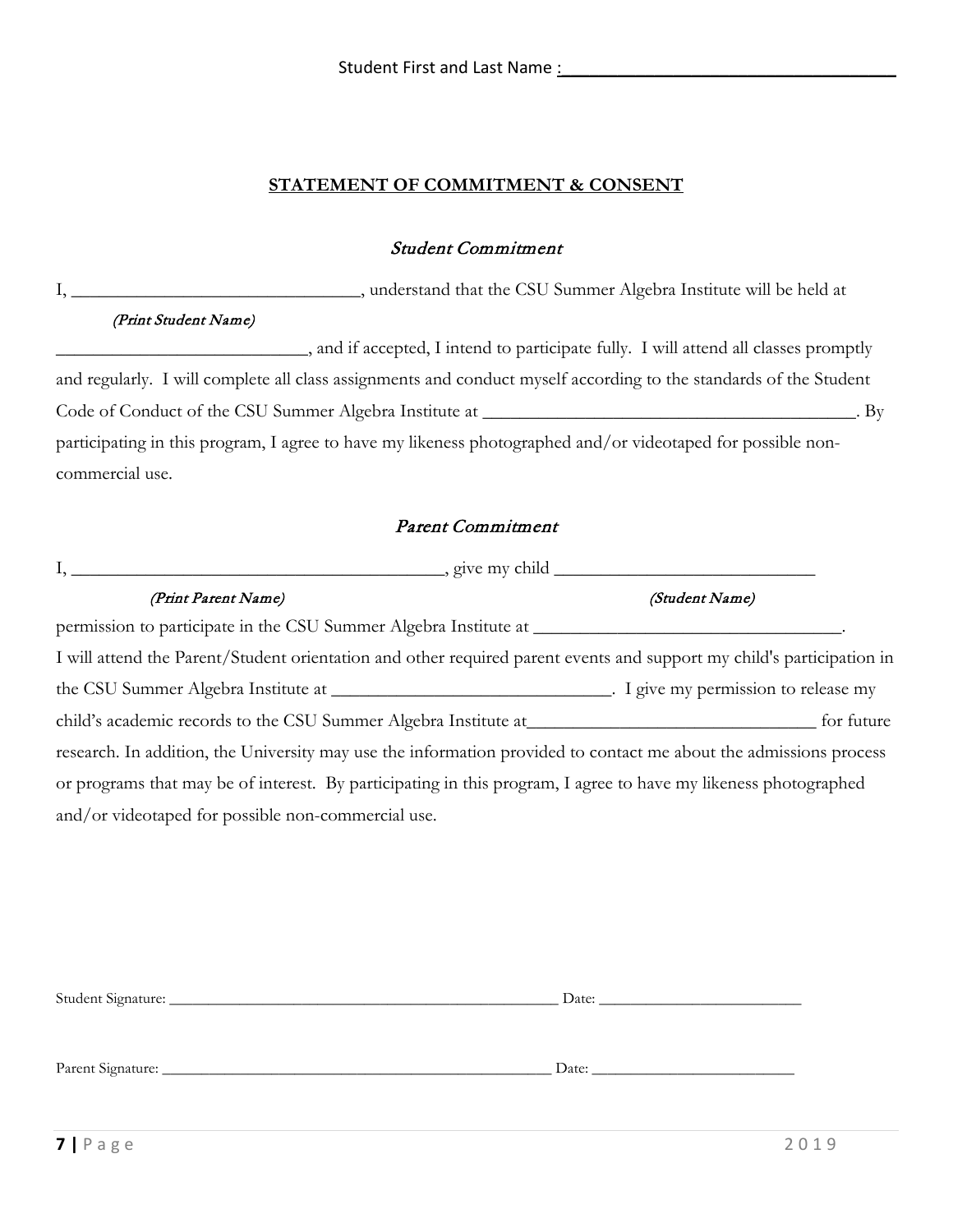Student First and Last Name :___________________________________

## STATEMENT OF COMMITMENT & CONSENT

### *Student Commitment*

I, _______________________________, understand that the CSU Summer Algebra Institute will be held at
*(Print Student Name)*
___________________________, and if accepted, I intend to participate fully. I will attend all classes promptly and regularly. I will complete all class assignments and conduct myself according to the standards of the Student Code of Conduct of the CSU Summer Algebra Institute at ________________________________________. By participating in this program, I agree to have my likeness photographed and/or videotaped for possible non-commercial use.

### *Parent Commitment*

I, ________________________________________, give my child _____________________________
*(Print Parent Name)* *(Student Name)*
permission to participate in the CSU Summer Algebra Institute at __________________________________.
I will attend the Parent/Student orientation and other required parent events and support my child's participation in the CSU Summer Algebra Institute at ______________________________. I give my permission to release my child's academic records to the CSU Summer Algebra Institute at_______________________________ for future research. In addition, the University may use the information provided to contact me about the admissions process or programs that may be of interest. By participating in this program, I agree to have my likeness photographed and/or videotaped for possible non-commercial use.

Student Signature: _________________________________________________ Date: _________________________

Parent Signature: _________________________________________________ Date: _________________________